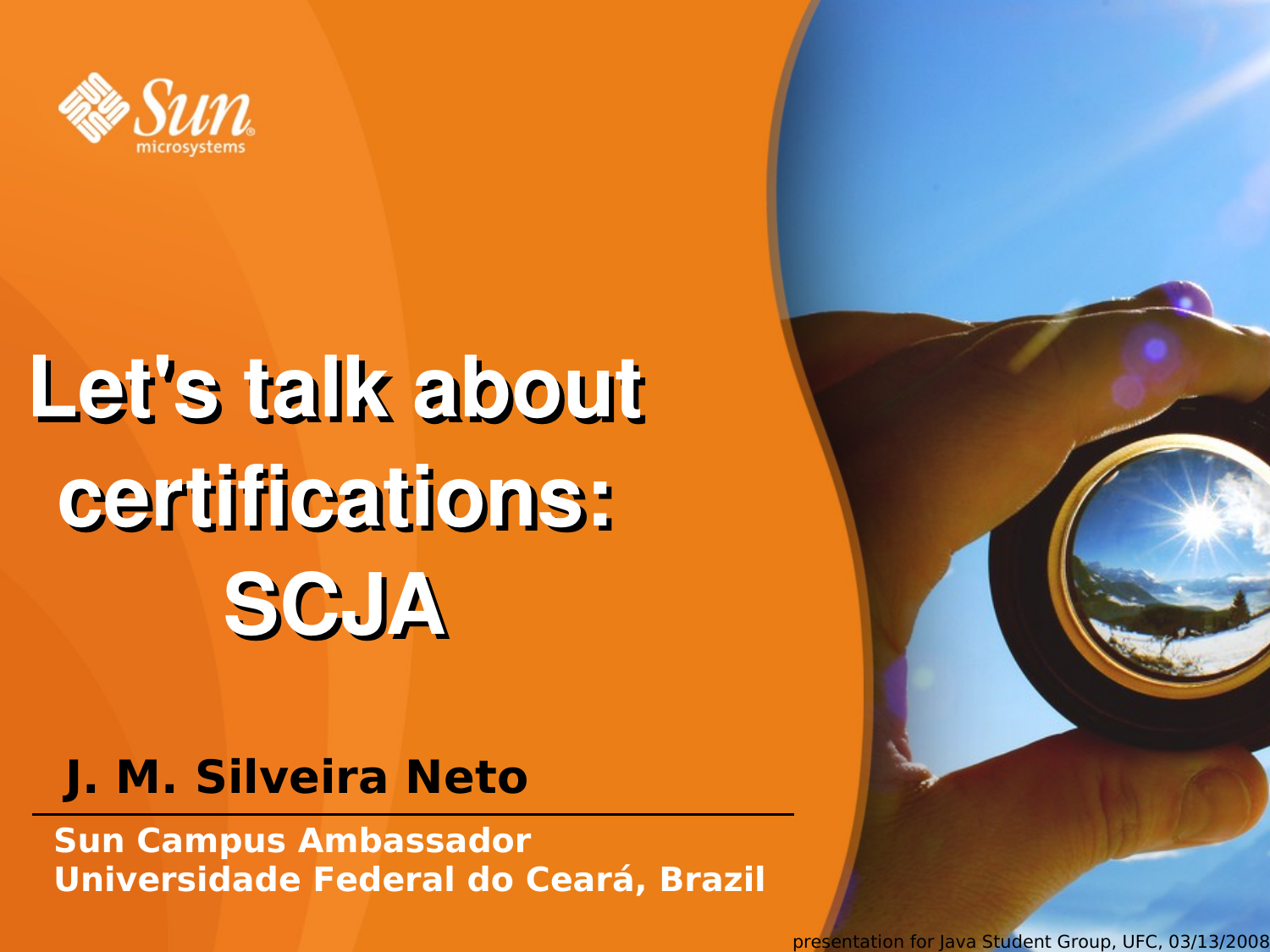# Let's talk about certifications: SCJA

**J. M. Silveira Neto**

**Sun Campus Ambassador**
**Universidade Federal do Ceará, Brazil**

presentation for Java Student Group, UFC, 03/13/2008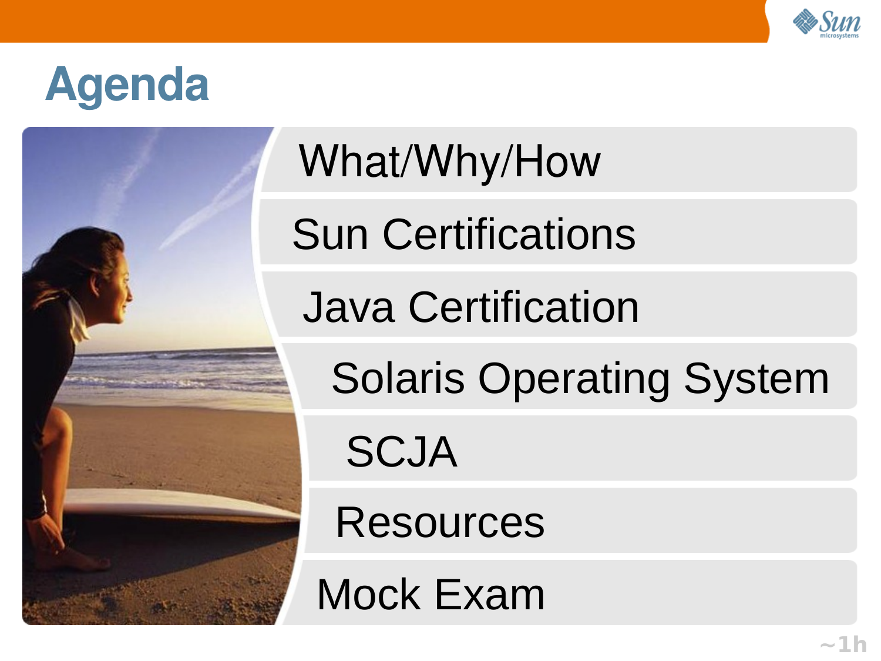# Agenda

- What/Why/How
- Sun Certifications
- Java Certification
- Solaris Operating System
- SCJA
- Resources
- Mock Exam

~1h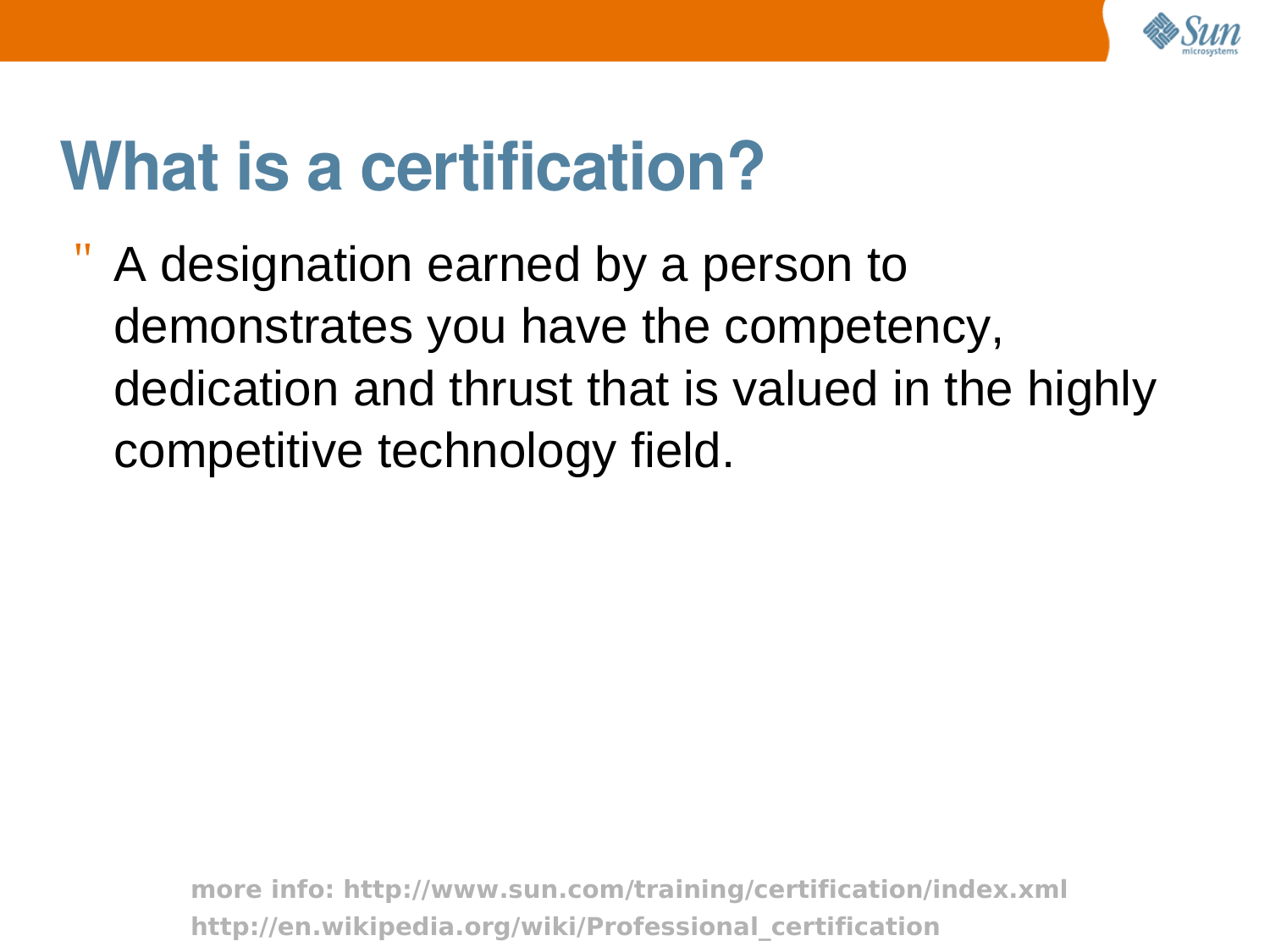# What is a certification?

- A designation earned by a person to demonstrates you have the competency, dedication and thrust that is valued in the highly competitive technology field.

**more info: http://www.sun.com/training/certification/index.xml**
**http://en.wikipedia.org/wiki/Professional_certification**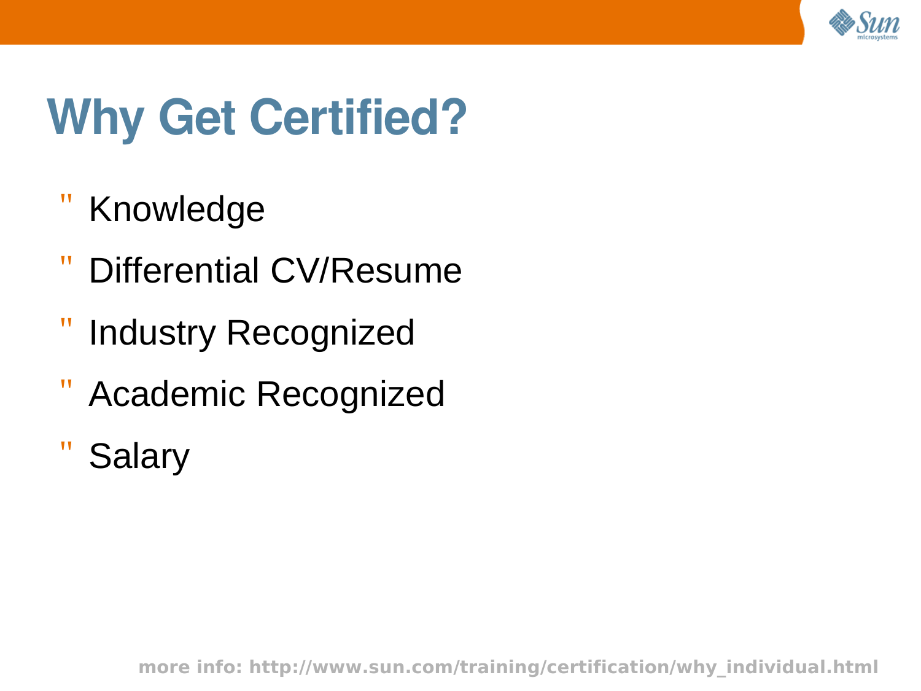# Why Get Certified?

- Knowledge
- Differential CV/Resume
- Industry Recognized
- Academic Recognized
- Salary

more info: http://www.sun.com/training/certification/why_individual.html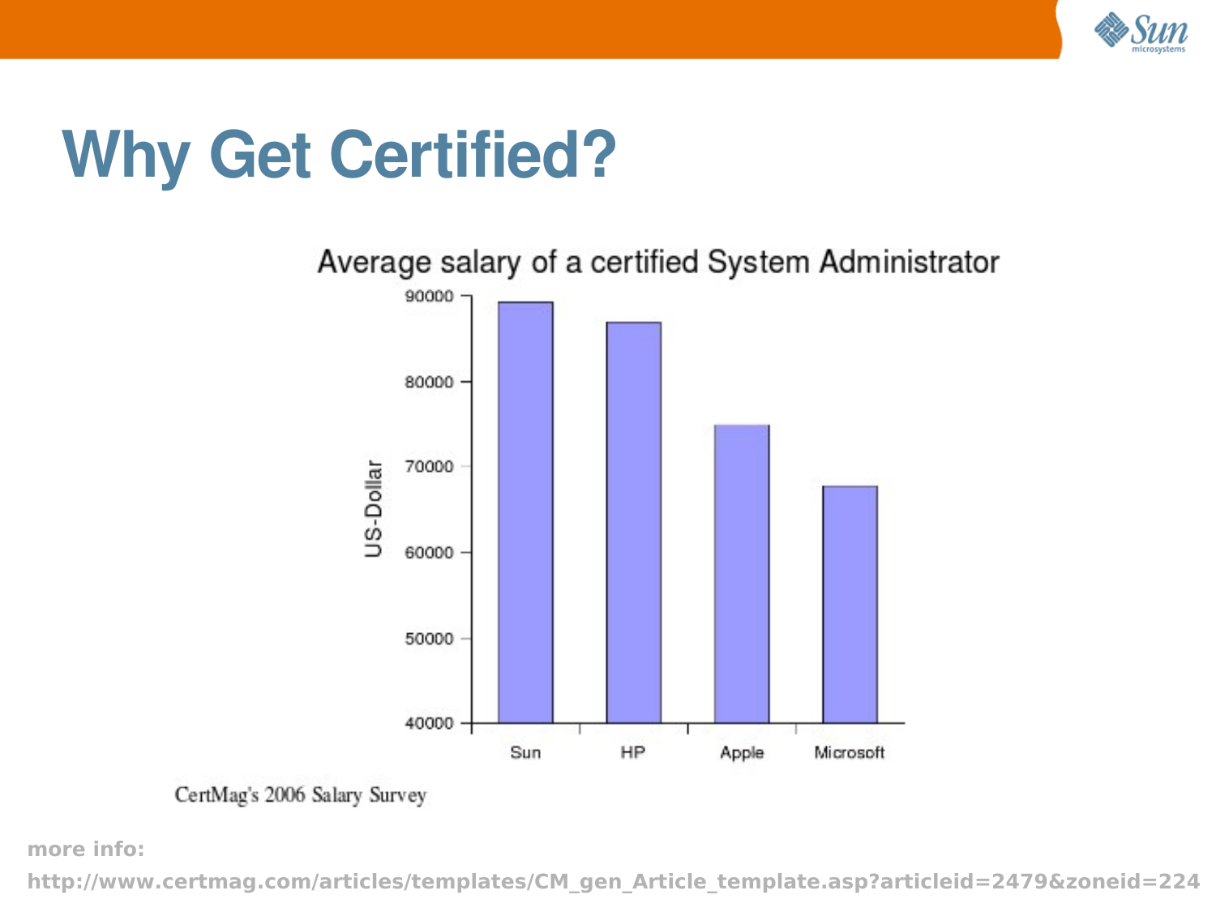# Why Get Certified?

Average salary of a certified System Administrator

CertMag's 2006 Salary Survey

**more info:**

**http://www.certmag.com/articles/templates/CM_gen_Article_template.asp?articleid=2479&zoneid=224**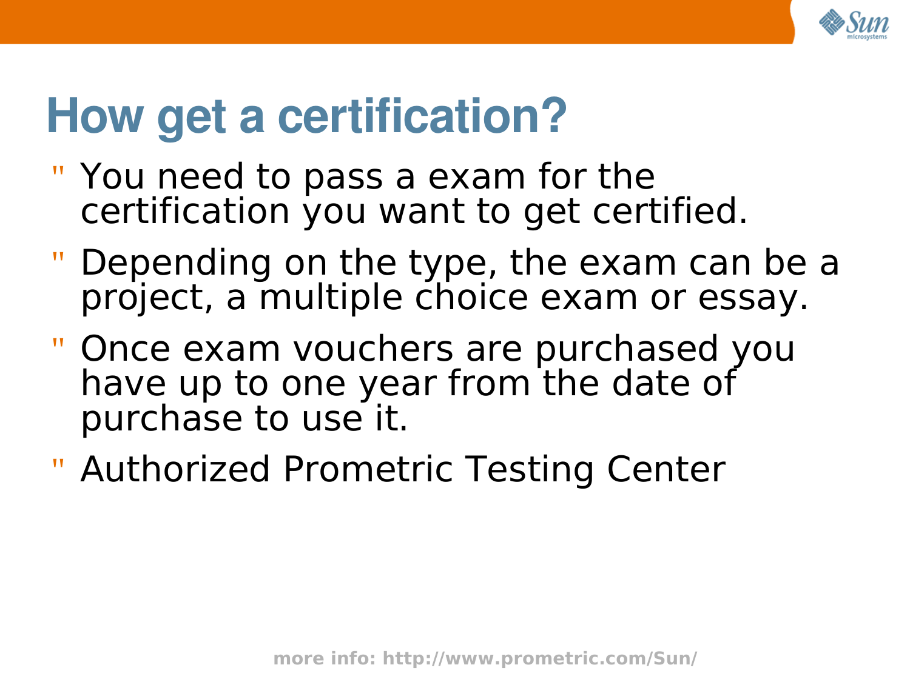# How get a certification?

- You need to pass a exam for the certification you want to get certified.
- Depending on the type, the exam can be a project, a multiple choice exam or essay.
- Once exam vouchers are purchased you have up to one year from the date of purchase to use it.
- Authorized Prometric Testing Center

**more info: http://www.prometric.com/Sun/**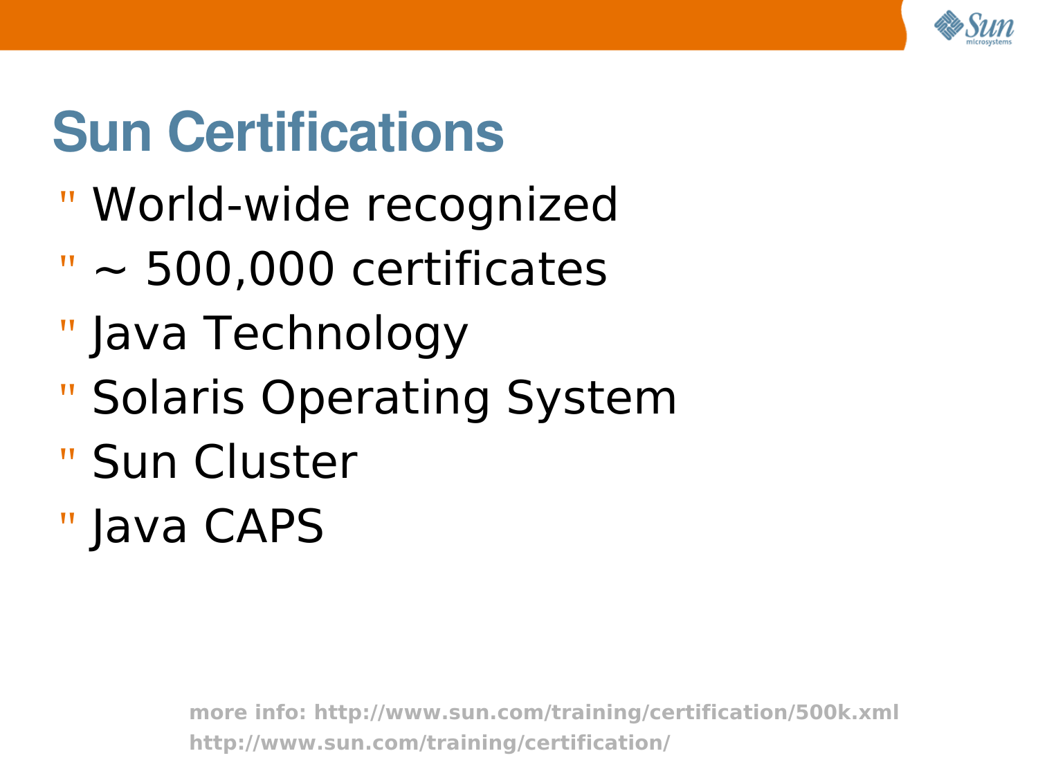# Sun Certifications

- World-wide recognized
- ~ 500,000 certificates
- Java Technology
- Solaris Operating System
- Sun Cluster
- Java CAPS

**more info: http://www.sun.com/training/certification/500k.xml**
**http://www.sun.com/training/certification/**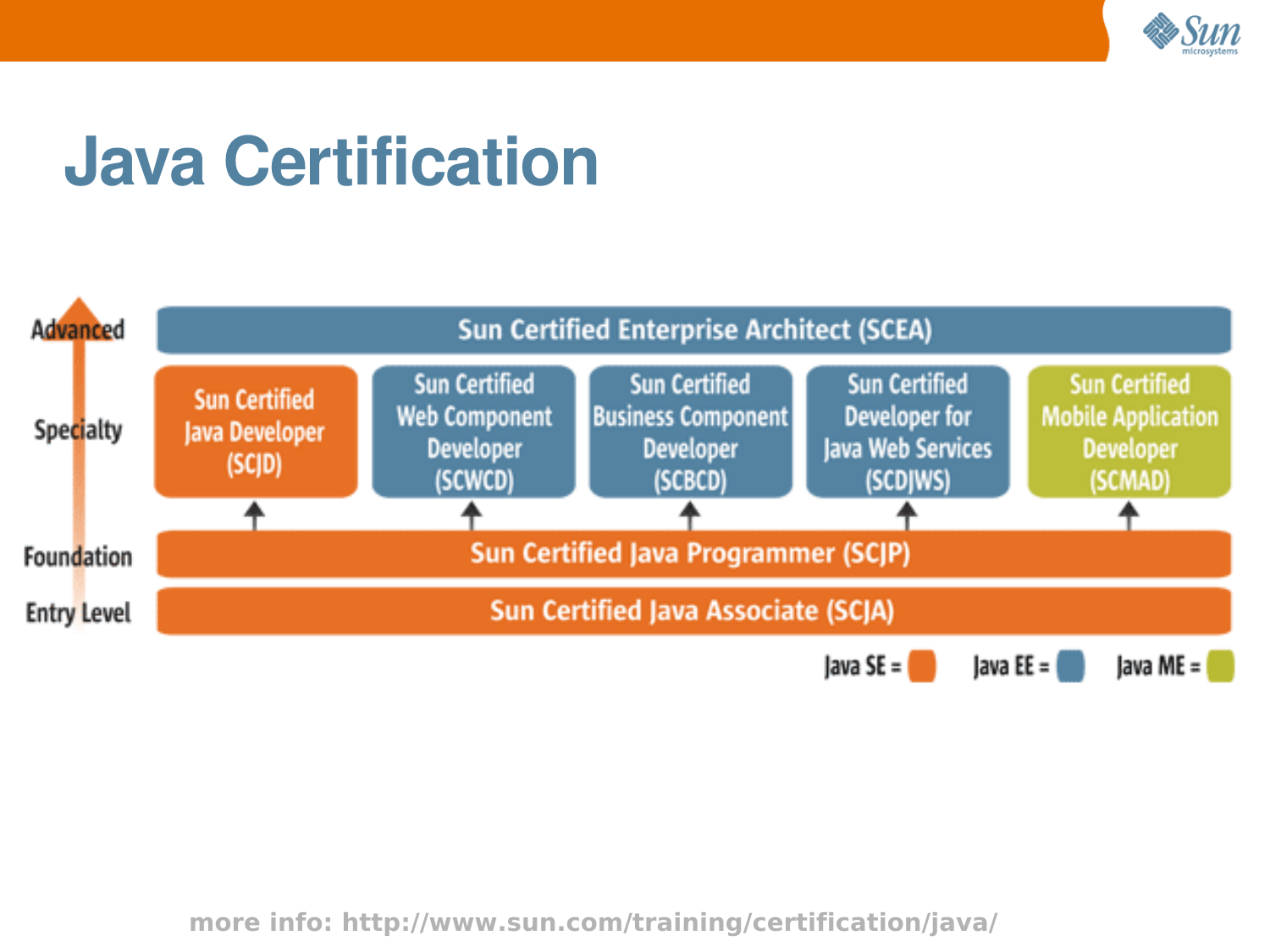# Java Certification

| Level | | | | | |
|---|---|---|---|---|---|
| Advanced | Sun Certified Enterprise Architect (SCEA) | | | | |
| Specialty | Sun Certified Java Developer (SCJD) | Sun Certified Web Component Developer (SCWCD) | Sun Certified Business Component Developer (SCBCD) | Sun Certified Developer for Java Web Services (SCDJWS) | Sun Certified Mobile Application Developer (SCMAD) |
| Foundation | Sun Certified Java Programmer (SCJP) | | | | |
| Entry Level | Sun Certified Java Associate (SCJA) | | | | |

Java SE = orange Java EE = blue Java ME = green

more info: http://www.sun.com/training/certification/java/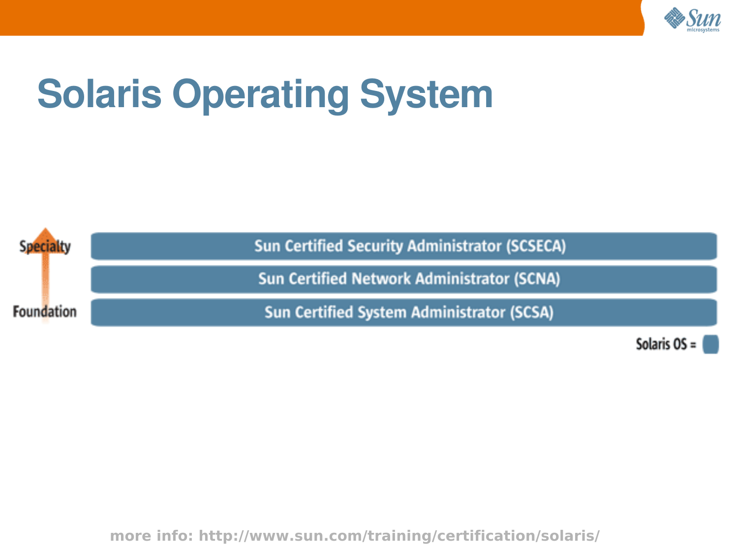# Solaris Operating System

Specialty

Foundation

- Sun Certified Security Administrator (SCSECA)
- Sun Certified Network Administrator (SCNA)
- Sun Certified System Administrator (SCSA)

Solaris OS =

more info: http://www.sun.com/training/certification/solaris/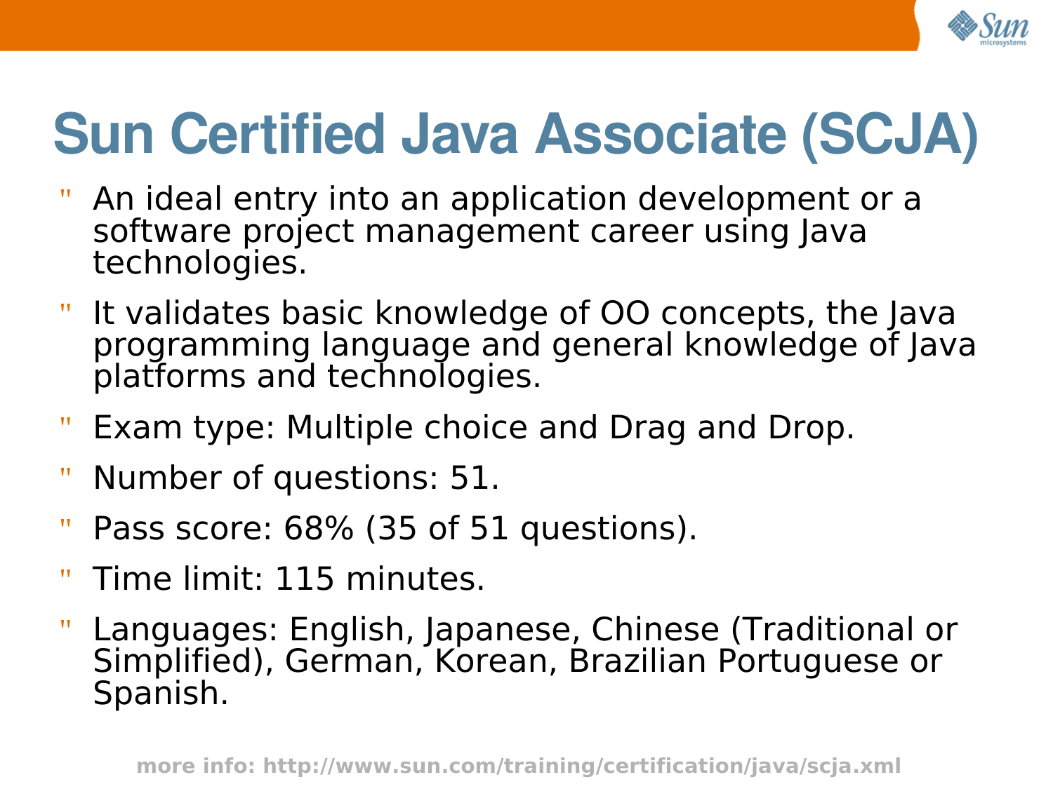# Sun Certified Java Associate (SCJA)

- An ideal entry into an application development or a software project management career using Java technologies.
- It validates basic knowledge of OO concepts, the Java programming language and general knowledge of Java platforms and technologies.
- Exam type: Multiple choice and Drag and Drop.
- Number of questions: 51.
- Pass score: 68% (35 of 51 questions).
- Time limit: 115 minutes.
- Languages: English, Japanese, Chinese (Traditional or Simplified), German, Korean, Brazilian Portuguese or Spanish.

**more info: http://www.sun.com/training/certification/java/scja.xml**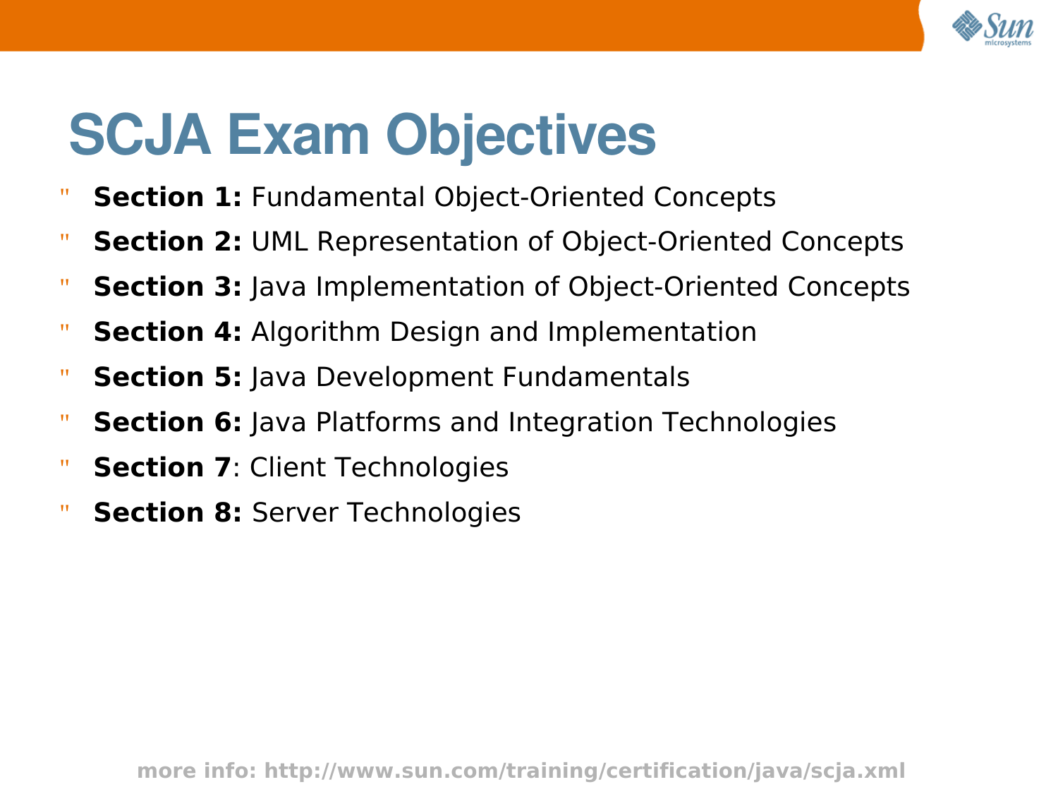# SCJA Exam Objectives

- **Section 1:** Fundamental Object-Oriented Concepts
- **Section 2:** UML Representation of Object-Oriented Concepts
- **Section 3:** Java Implementation of Object-Oriented Concepts
- **Section 4:** Algorithm Design and Implementation
- **Section 5:** Java Development Fundamentals
- **Section 6:** Java Platforms and Integration Technologies
- **Section 7**: Client Technologies
- **Section 8:** Server Technologies

**more info: http://www.sun.com/training/certification/java/scja.xml**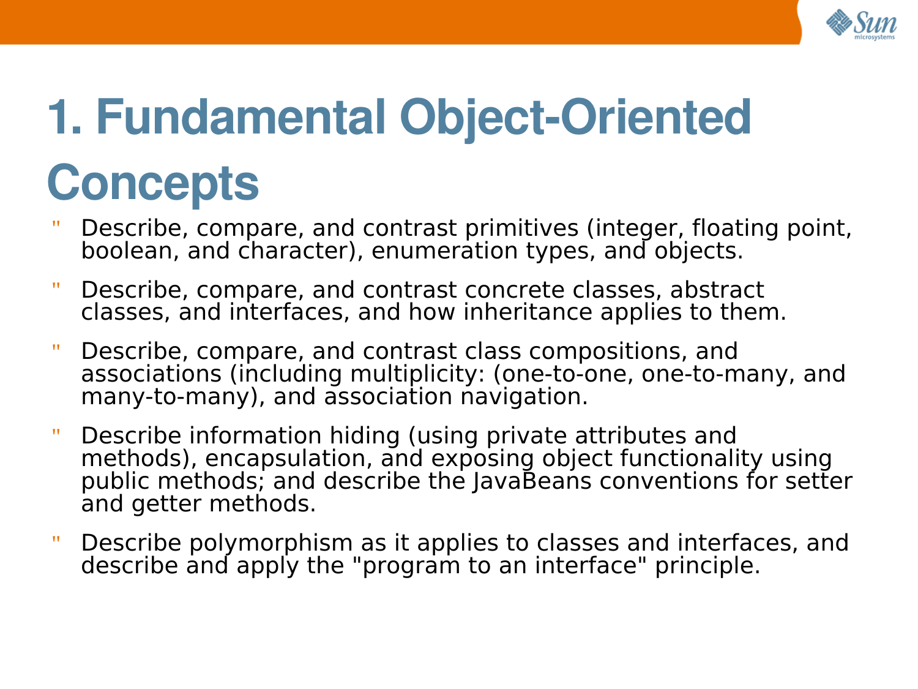# 1. Fundamental Object-Oriented Concepts

- Describe, compare, and contrast primitives (integer, floating point, boolean, and character), enumeration types, and objects.
- Describe, compare, and contrast concrete classes, abstract classes, and interfaces, and how inheritance applies to them.
- Describe, compare, and contrast class compositions, and associations (including multiplicity: (one-to-one, one-to-many, and many-to-many), and association navigation.
- Describe information hiding (using private attributes and methods), encapsulation, and exposing object functionality using public methods; and describe the JavaBeans conventions for setter and getter methods.
- Describe polymorphism as it applies to classes and interfaces, and describe and apply the "program to an interface" principle.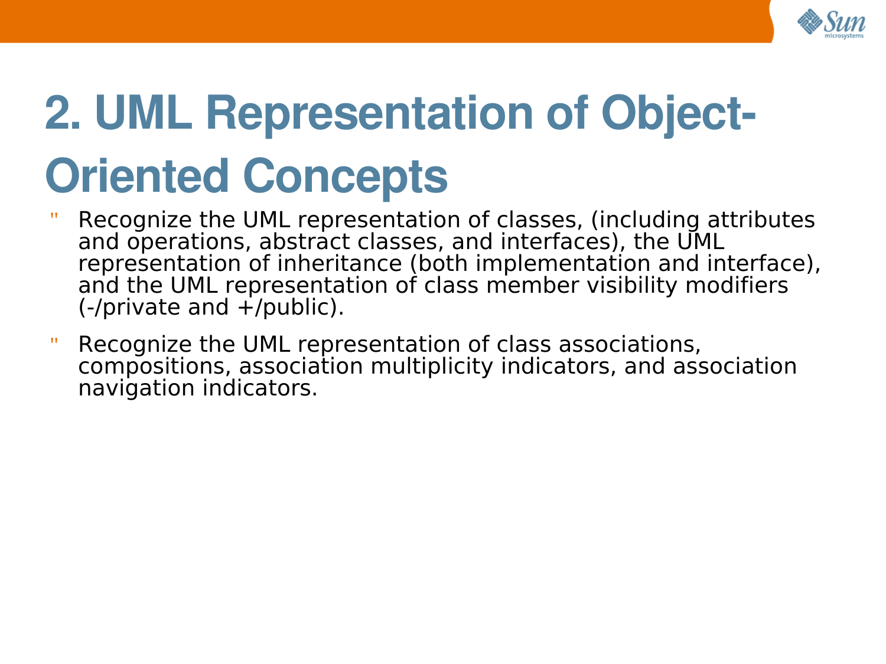# 2. UML Representation of Object-Oriented Concepts

- Recognize the UML representation of classes, (including attributes and operations, abstract classes, and interfaces), the UML representation of inheritance (both implementation and interface), and the UML representation of class member visibility modifiers (-/private and +/public).
- Recognize the UML representation of class associations, compositions, association multiplicity indicators, and association navigation indicators.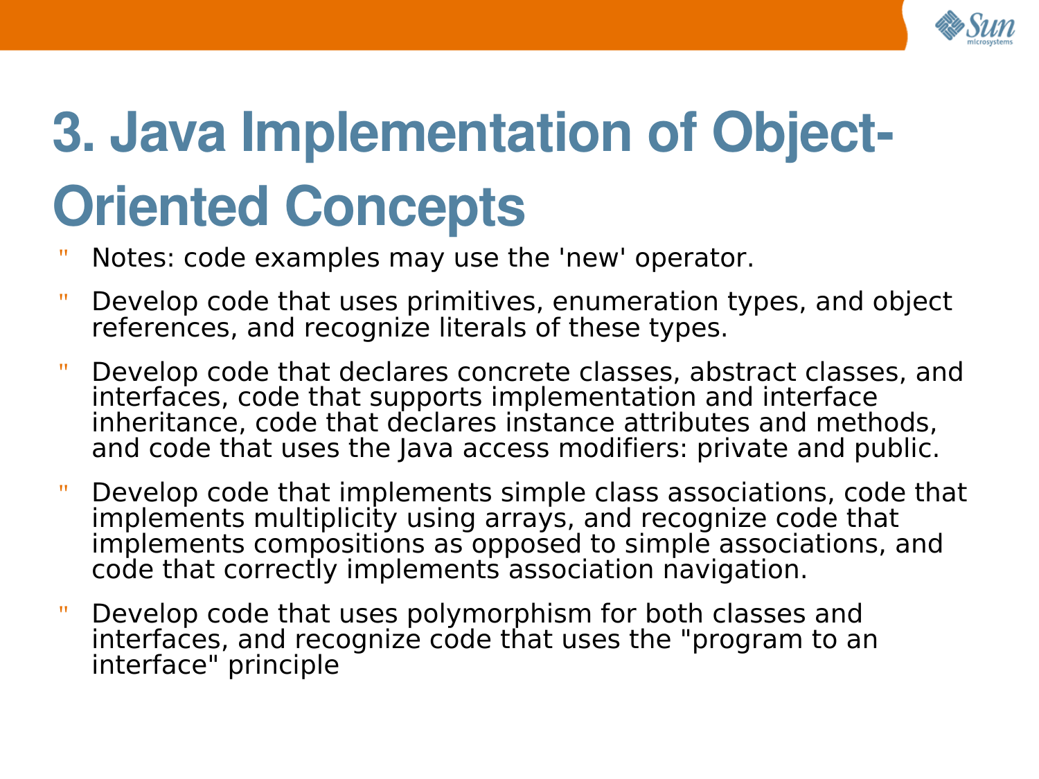# 3. Java Implementation of Object-Oriented Concepts

- Notes: code examples may use the 'new' operator.
- Develop code that uses primitives, enumeration types, and object references, and recognize literals of these types.
- Develop code that declares concrete classes, abstract classes, and interfaces, code that supports implementation and interface inheritance, code that declares instance attributes and methods, and code that uses the Java access modifiers: private and public.
- Develop code that implements simple class associations, code that implements multiplicity using arrays, and recognize code that implements compositions as opposed to simple associations, and code that correctly implements association navigation.
- Develop code that uses polymorphism for both classes and interfaces, and recognize code that uses the "program to an interface" principle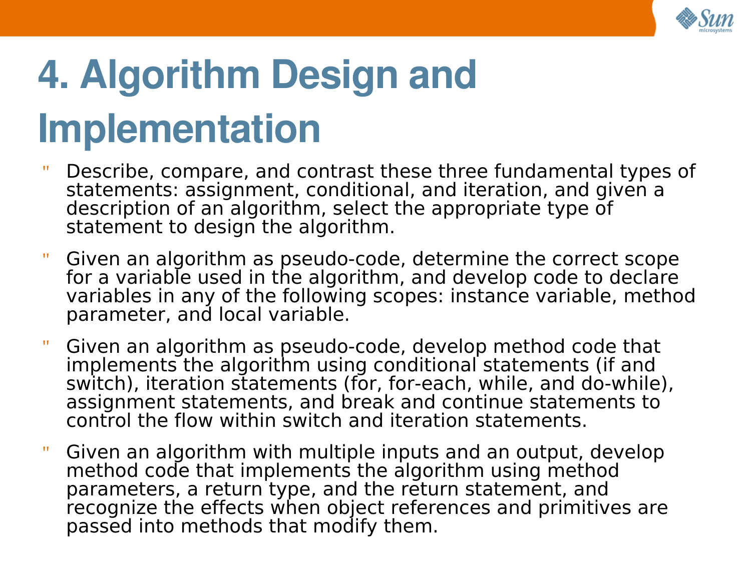# 4. Algorithm Design and Implementation

- Describe, compare, and contrast these three fundamental types of statements: assignment, conditional, and iteration, and given a description of an algorithm, select the appropriate type of statement to design the algorithm.
- Given an algorithm as pseudo-code, determine the correct scope for a variable used in the algorithm, and develop code to declare variables in any of the following scopes: instance variable, method parameter, and local variable.
- Given an algorithm as pseudo-code, develop method code that implements the algorithm using conditional statements (if and switch), iteration statements (for, for-each, while, and do-while), assignment statements, and break and continue statements to control the flow within switch and iteration statements.
- Given an algorithm with multiple inputs and an output, develop method code that implements the algorithm using method parameters, a return type, and the return statement, and recognize the effects when object references and primitives are passed into methods that modify them.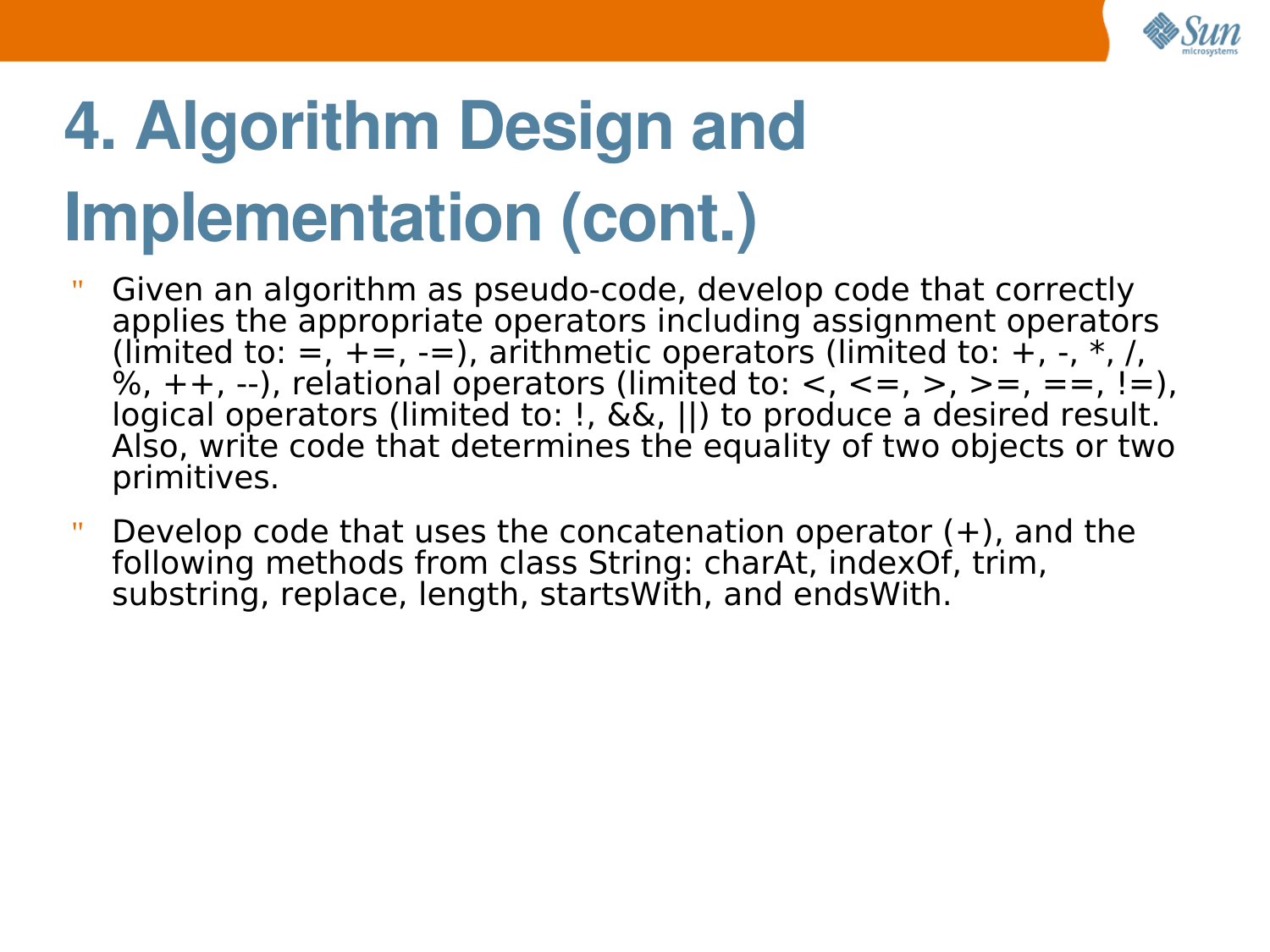# 4. Algorithm Design and Implementation (cont.)

- Given an algorithm as pseudo-code, develop code that correctly applies the appropriate operators including assignment operators (limited to: =, +=, -=), arithmetic operators (limited to: +, -, *, /, %, ++, --), relational operators (limited to: <, <=, >, >=, ==, !=), logical operators (limited to: !, &&, ||) to produce a desired result. Also, write code that determines the equality of two objects or two primitives.
- Develop code that uses the concatenation operator (+), and the following methods from class String: charAt, indexOf, trim, substring, replace, length, startsWith, and endsWith.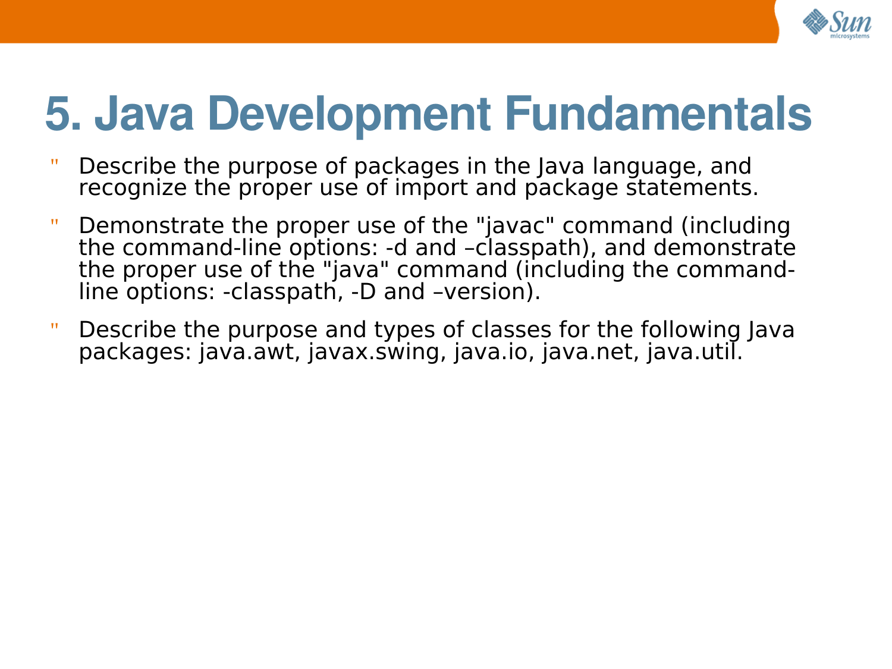# 5. Java Development Fundamentals

- Describe the purpose of packages in the Java language, and recognize the proper use of import and package statements.
- Demonstrate the proper use of the "javac" command (including the command-line options: -d and –classpath), and demonstrate the proper use of the "java" command (including the command-line options: -classpath, -D and –version).
- Describe the purpose and types of classes for the following Java packages: java.awt, javax.swing, java.io, java.net, java.util.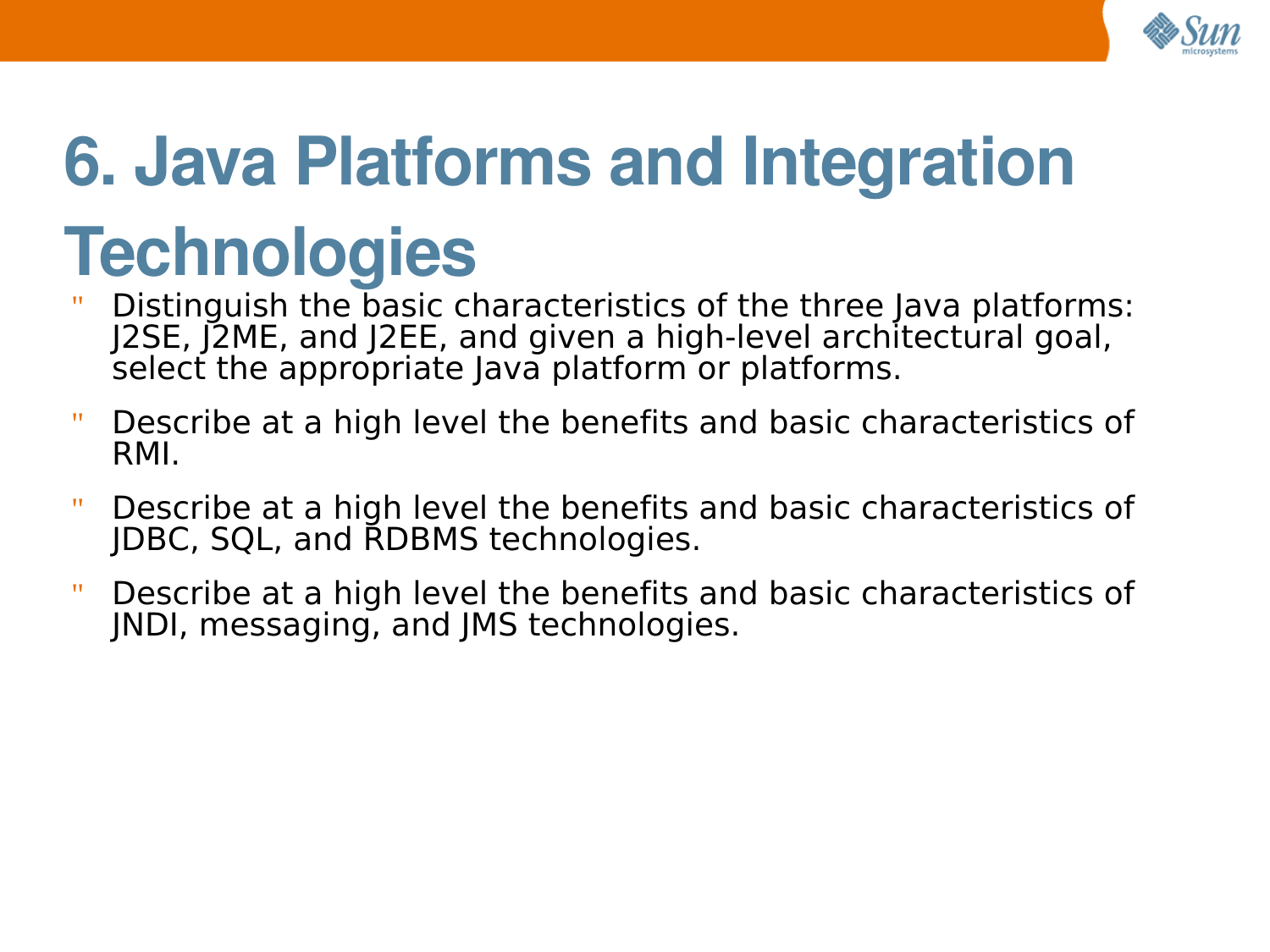# 6. Java Platforms and Integration Technologies

- Distinguish the basic characteristics of the three Java platforms: J2SE, J2ME, and J2EE, and given a high-level architectural goal, select the appropriate Java platform or platforms.
- Describe at a high level the benefits and basic characteristics of RMI.
- Describe at a high level the benefits and basic characteristics of JDBC, SQL, and RDBMS technologies.
- Describe at a high level the benefits and basic characteristics of JNDI, messaging, and JMS technologies.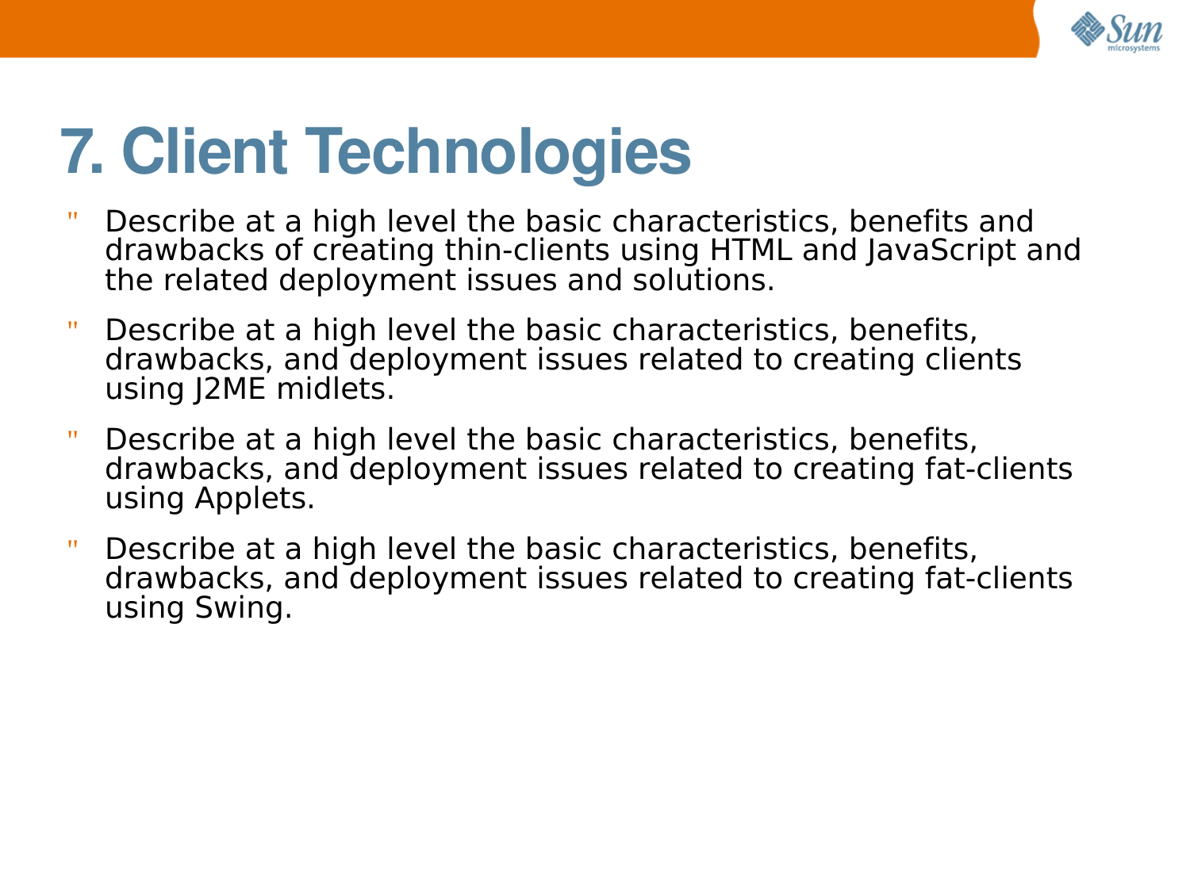# 7. Client Technologies

- Describe at a high level the basic characteristics, benefits and drawbacks of creating thin-clients using HTML and JavaScript and the related deployment issues and solutions.
- Describe at a high level the basic characteristics, benefits, drawbacks, and deployment issues related to creating clients using J2ME midlets.
- Describe at a high level the basic characteristics, benefits, drawbacks, and deployment issues related to creating fat-clients using Applets.
- Describe at a high level the basic characteristics, benefits, drawbacks, and deployment issues related to creating fat-clients using Swing.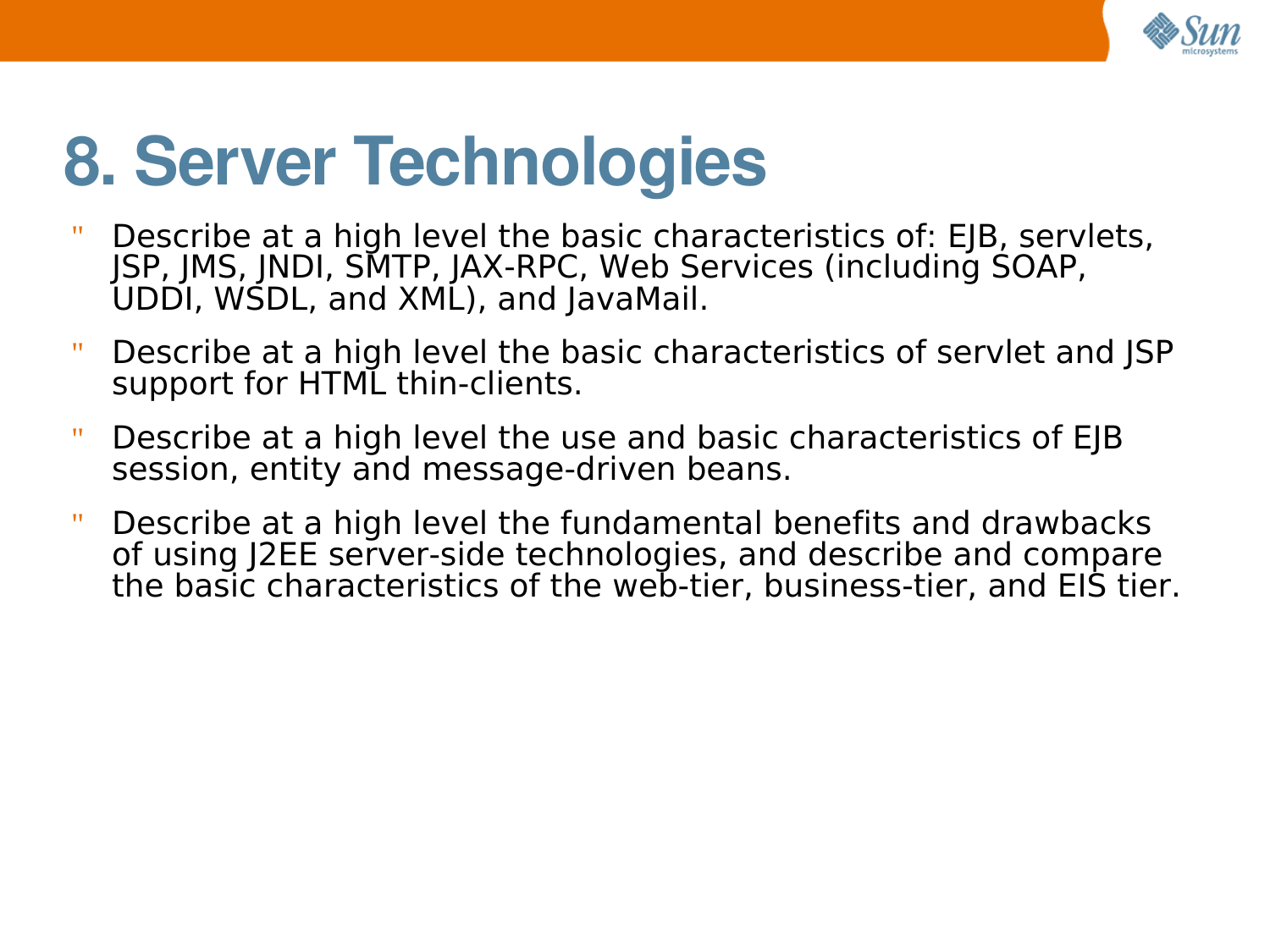# 8. Server Technologies

- Describe at a high level the basic characteristics of: EJB, servlets, JSP, JMS, JNDI, SMTP, JAX-RPC, Web Services (including SOAP, UDDI, WSDL, and XML), and JavaMail.
- Describe at a high level the basic characteristics of servlet and JSP support for HTML thin-clients.
- Describe at a high level the use and basic characteristics of EJB session, entity and message-driven beans.
- Describe at a high level the fundamental benefits and drawbacks of using J2EE server-side technologies, and describe and compare the basic characteristics of the web-tier, business-tier, and EIS tier.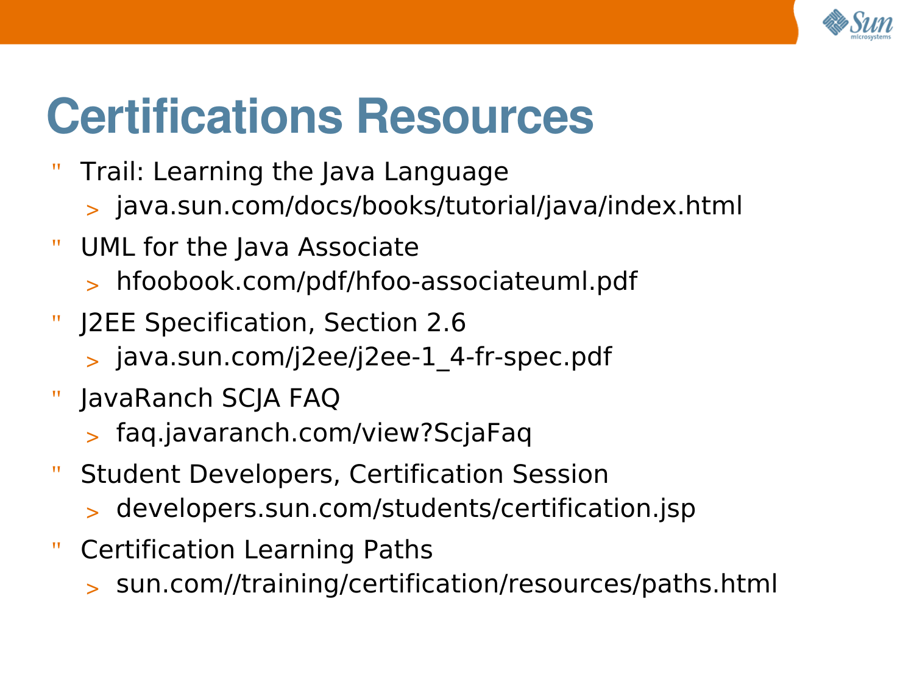# Certifications Resources

- Trail: Learning the Java Language
  - java.sun.com/docs/books/tutorial/java/index.html
- UML for the Java Associate
  - hfoobook.com/pdf/hfoo-associateuml.pdf
- J2EE Specification, Section 2.6
  - java.sun.com/j2ee/j2ee-1_4-fr-spec.pdf
- JavaRanch SCJA FAQ
  - faq.javaranch.com/view?ScjaFaq
- Student Developers, Certification Session
  - developers.sun.com/students/certification.jsp
- Certification Learning Paths
  - sun.com//training/certification/resources/paths.html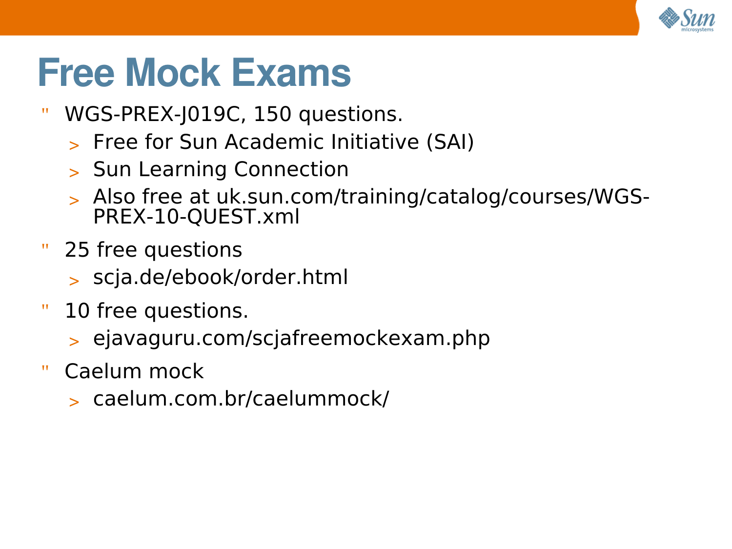# Free Mock Exams

- WGS-PREX-J019C, 150 questions.
  - Free for Sun Academic Initiative (SAI)
  - Sun Learning Connection
  - Also free at uk.sun.com/training/catalog/courses/WGS-PREX-10-QUEST.xml
- 25 free questions
  - scja.de/ebook/order.html
- 10 free questions.
  - ejavaguru.com/scjafreemockexam.php
- Caelum mock
  - caelum.com.br/caelummock/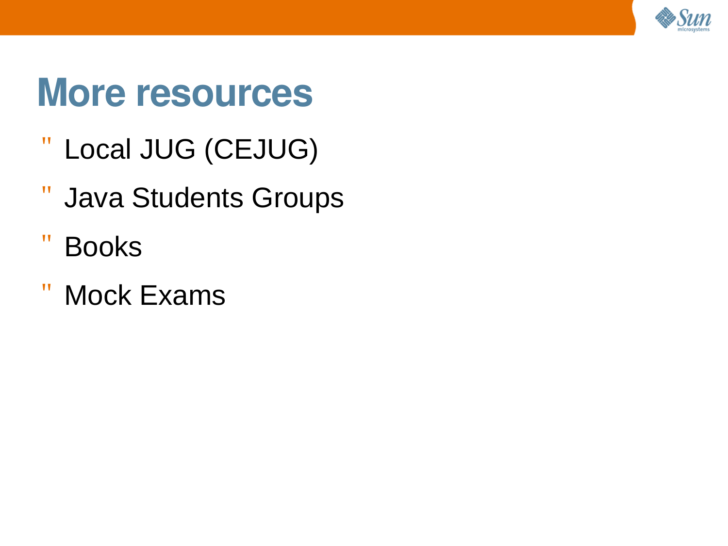# More resources

- Local JUG (CEJUG)
- Java Students Groups
- Books
- Mock Exams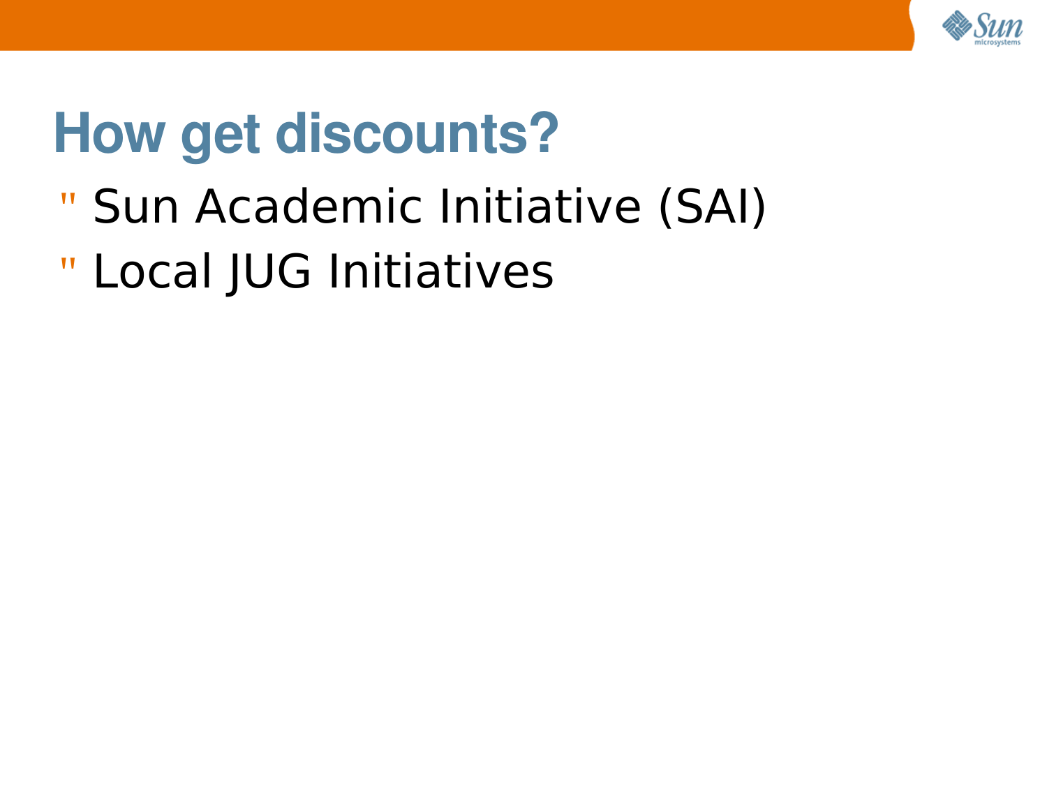# How get discounts?

- Sun Academic Initiative (SAI)
- Local JUG Initiatives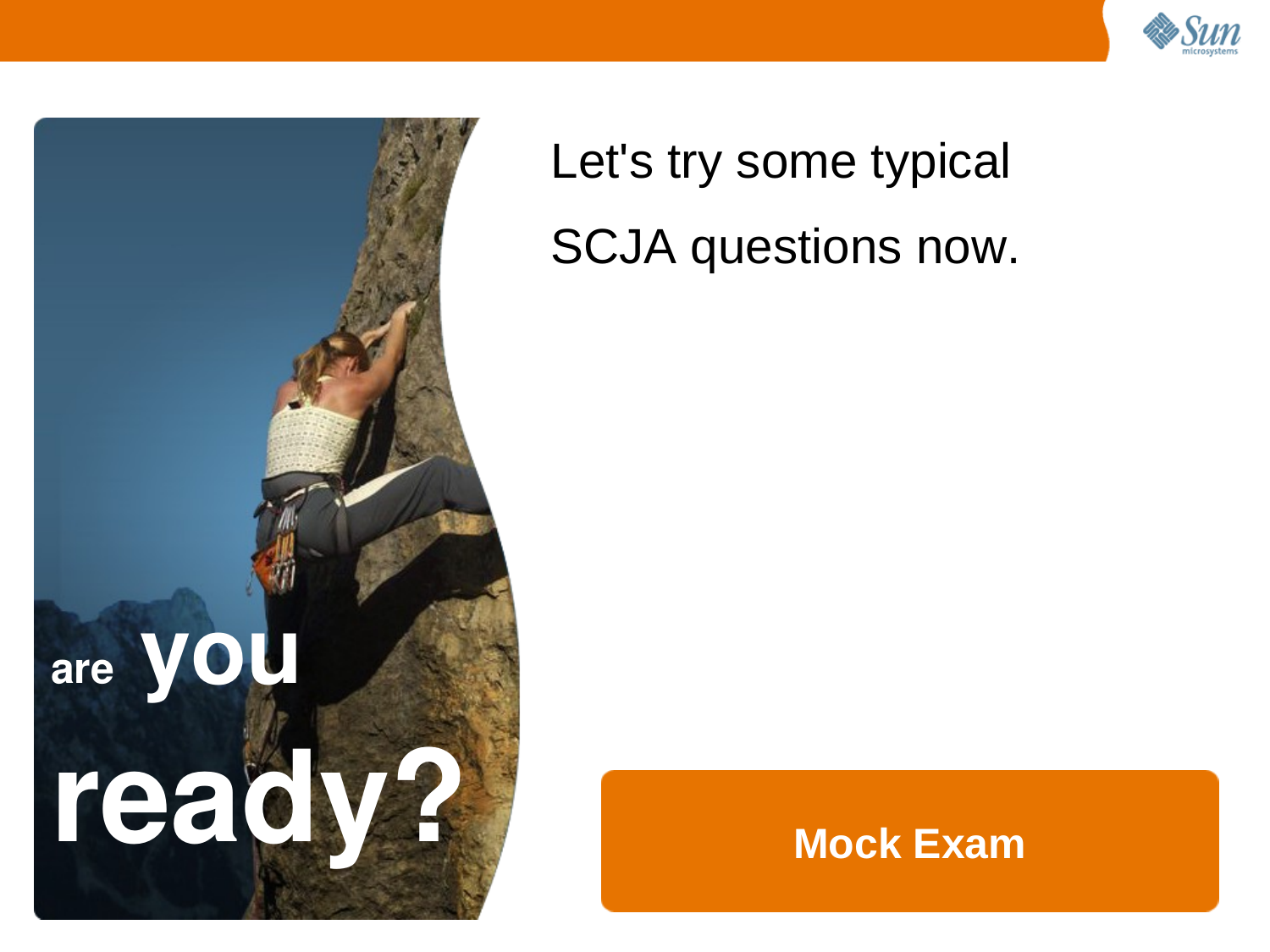are you ready?

Let's try some typical

SCJA questions now.

**Mock Exam**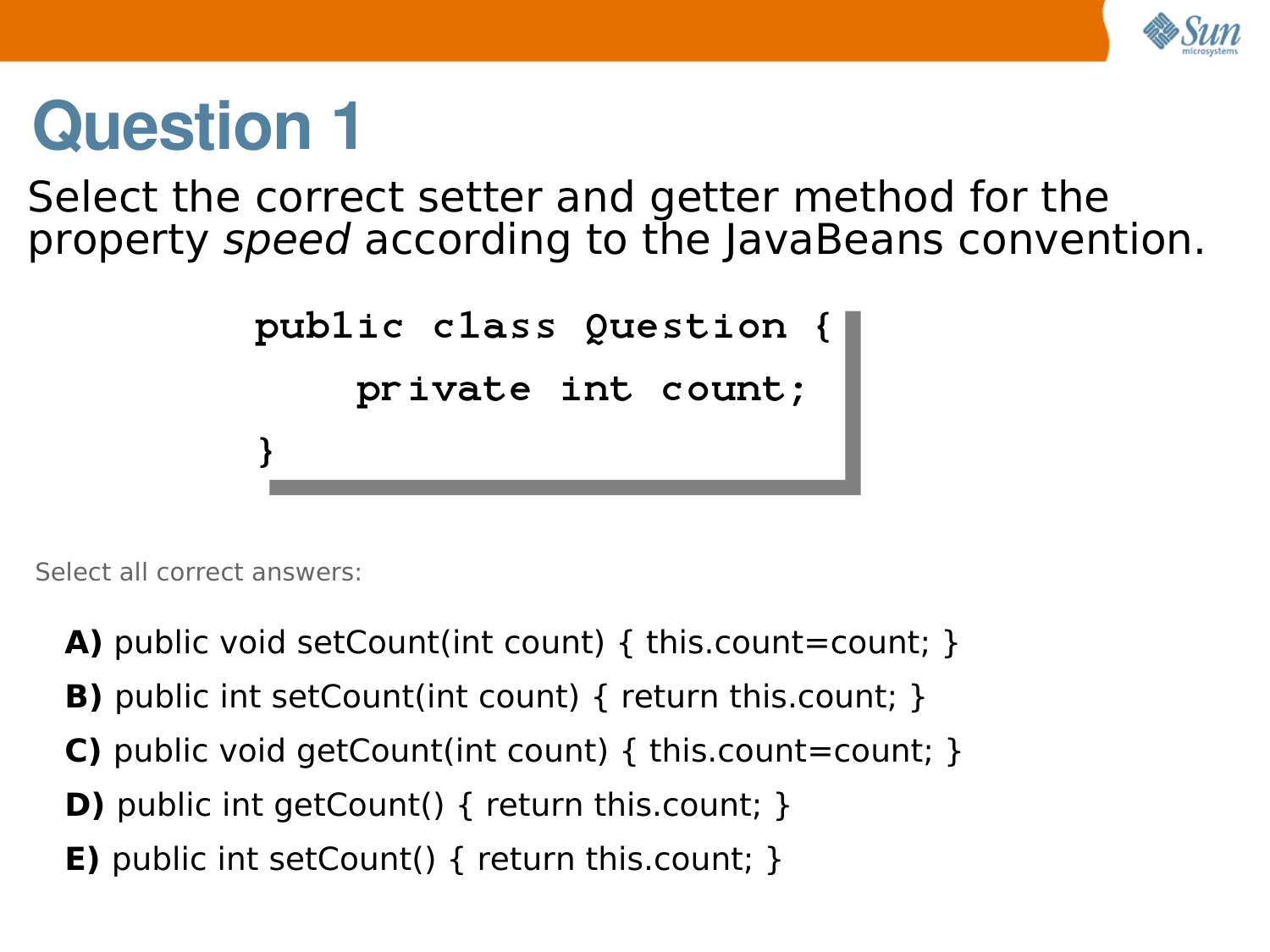# Question 1

Select the correct setter and getter method for the property *speed* according to the JavaBeans convention.

```
public class Question {
    private int count;
}
```

Select all correct answers:

**A)** public void setCount(int count) { this.count=count; }

**B)** public int setCount(int count) { return this.count; }

**C)** public void getCount(int count) { this.count=count; }

**D)** public int getCount() { return this.count; }

**E)** public int setCount() { return this.count; }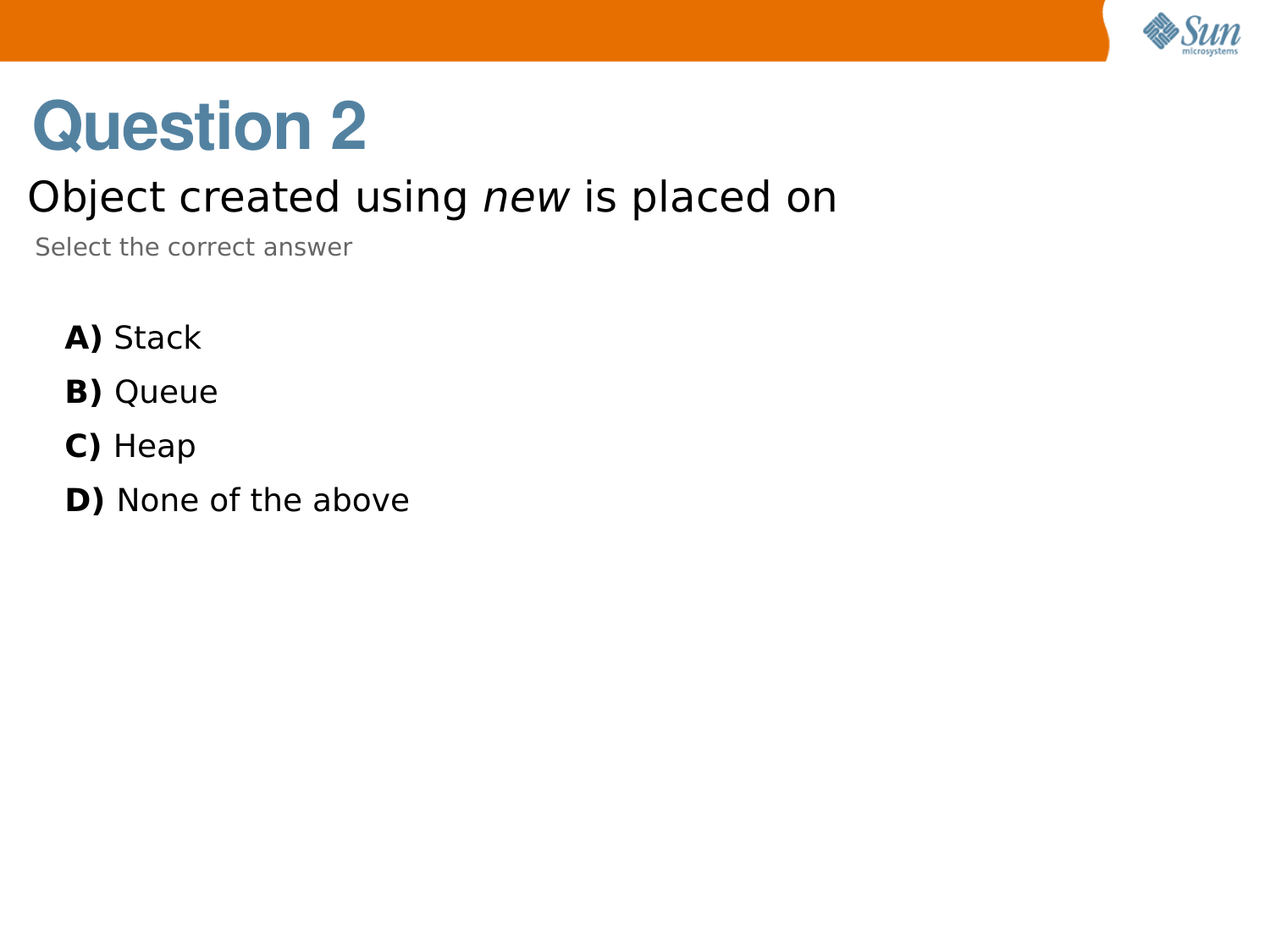# Question 2

Object created using *new* is placed on

Select the correct answer

- **A)** Stack
- **B)** Queue
- **C)** Heap
- **D)** None of the above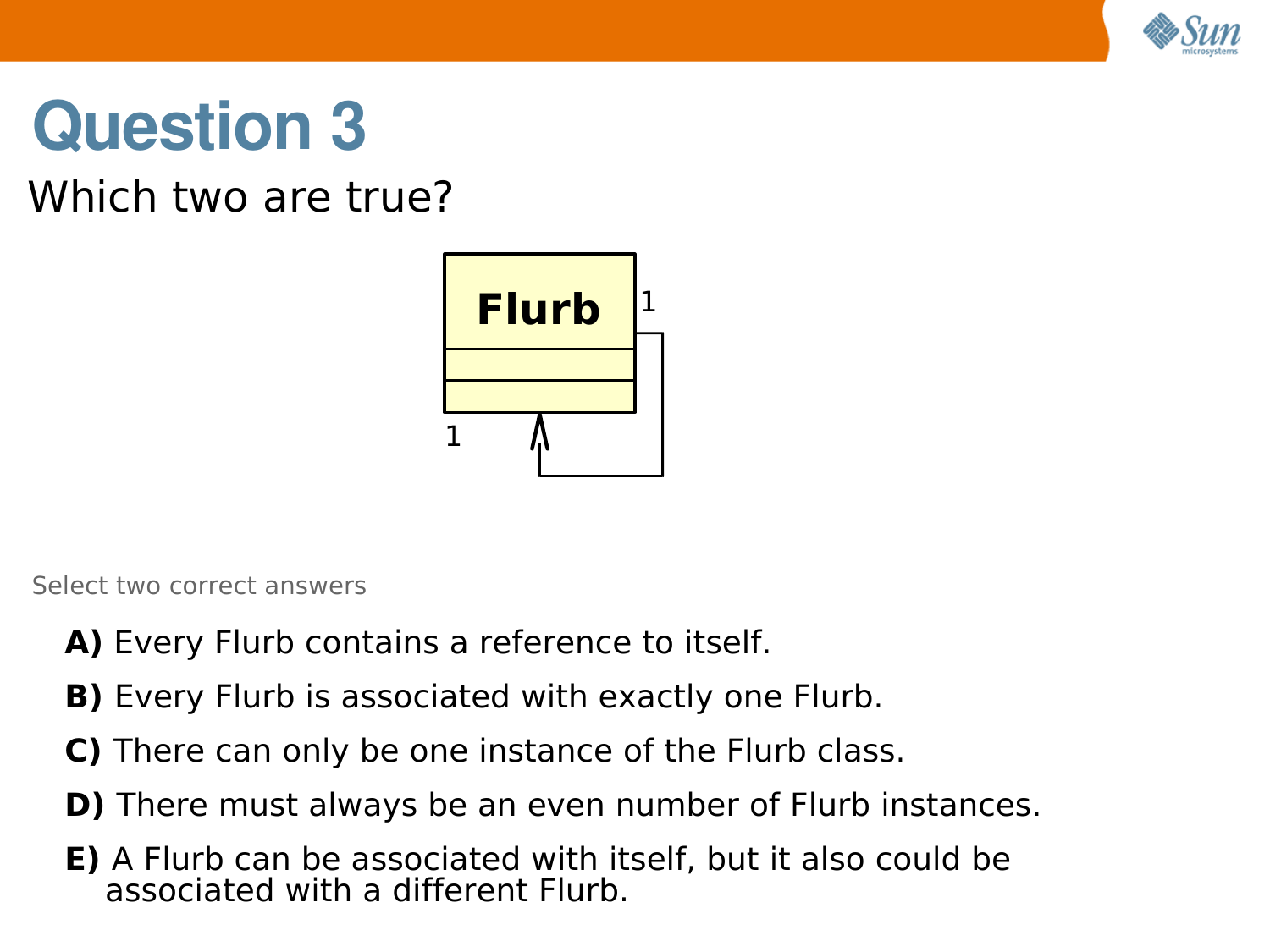# Question 3

Which two are true?

Select two correct answers

**A)** Every Flurb contains a reference to itself.

**B)** Every Flurb is associated with exactly one Flurb.

**C)** There can only be one instance of the Flurb class.

**D)** There must always be an even number of Flurb instances.

**E)** A Flurb can be associated with itself, but it also could be associated with a different Flurb.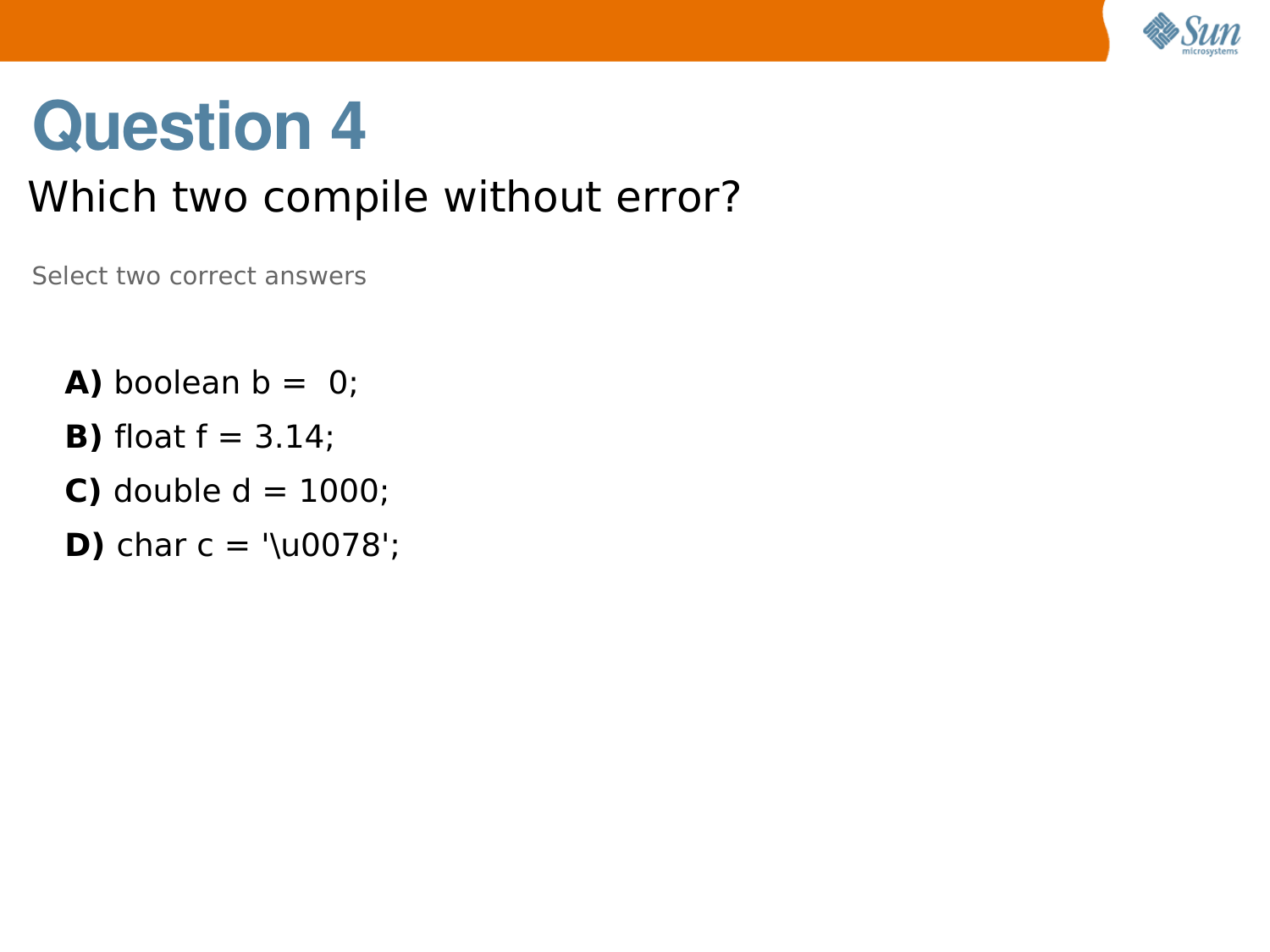# Question 4

Which two compile without error?

Select two correct answers

**A)** boolean b = 0;

**B)** float f = 3.14;

**C)** double d = 1000;

**D)** char c = '\u0078';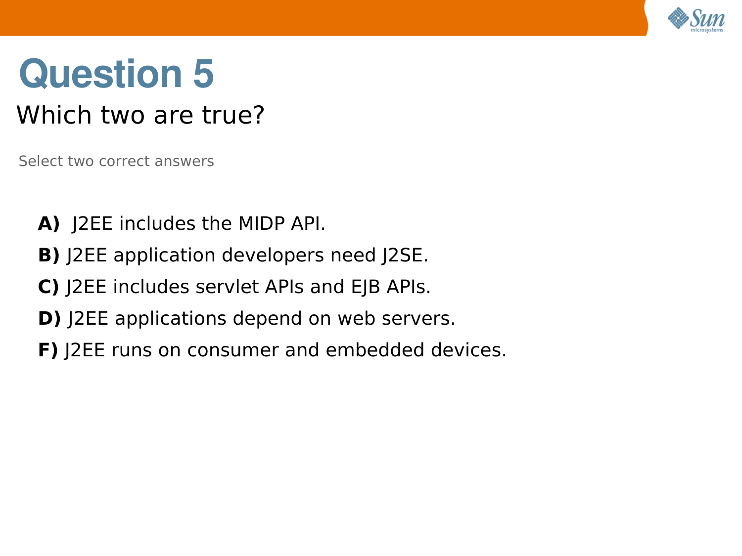# Question 5

## Which two are true?

Select two correct answers

**A)** J2EE includes the MIDP API.

**B)** J2EE application developers need J2SE.

**C)** J2EE includes servlet APIs and EJB APIs.

**D)** J2EE applications depend on web servers.

**F)** J2EE runs on consumer and embedded devices.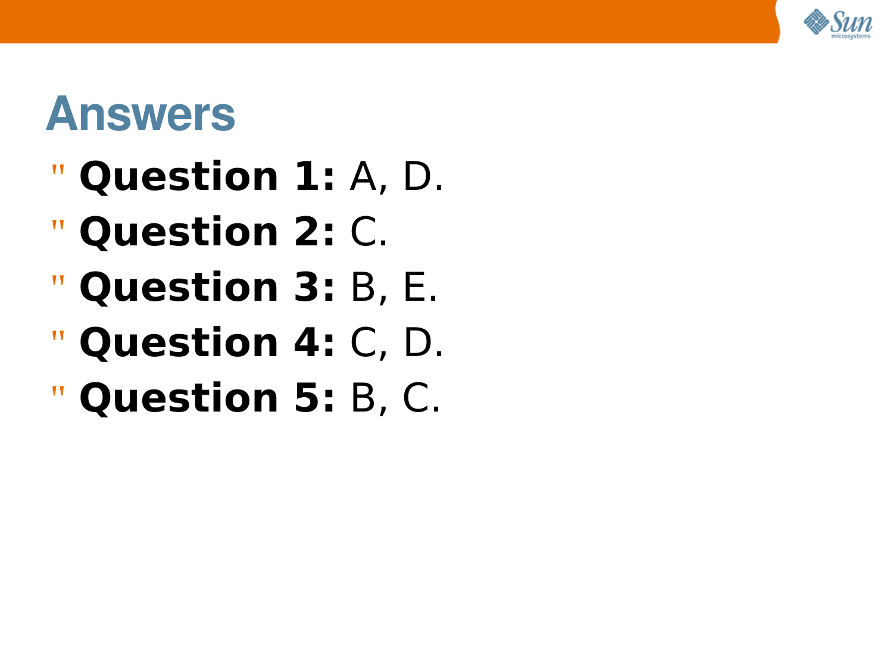# Answers

- **Question 1:** A, D.
- **Question 2:** C.
- **Question 3:** B, E.
- **Question 4:** C, D.
- **Question 5:** B, C.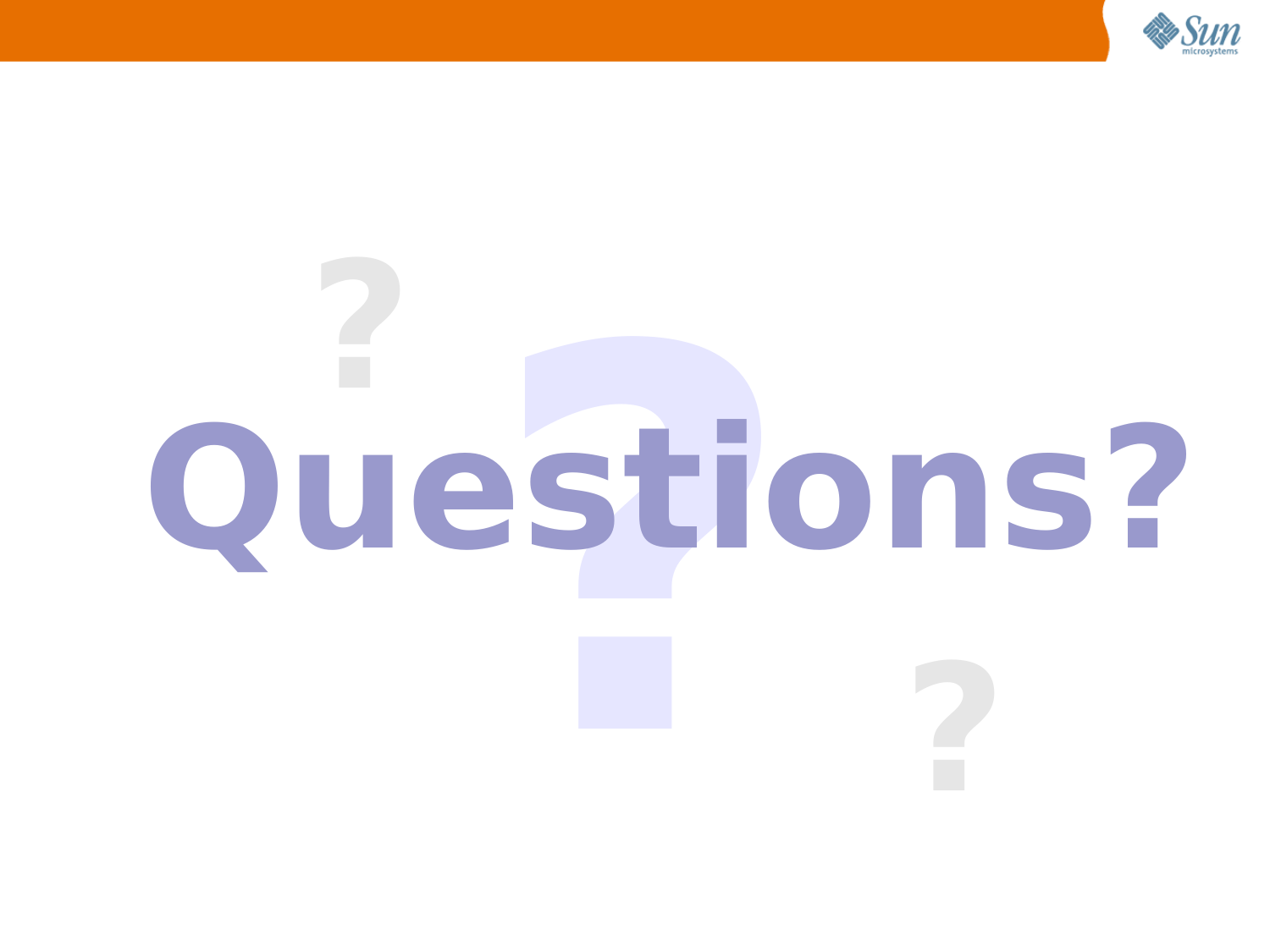# Questions?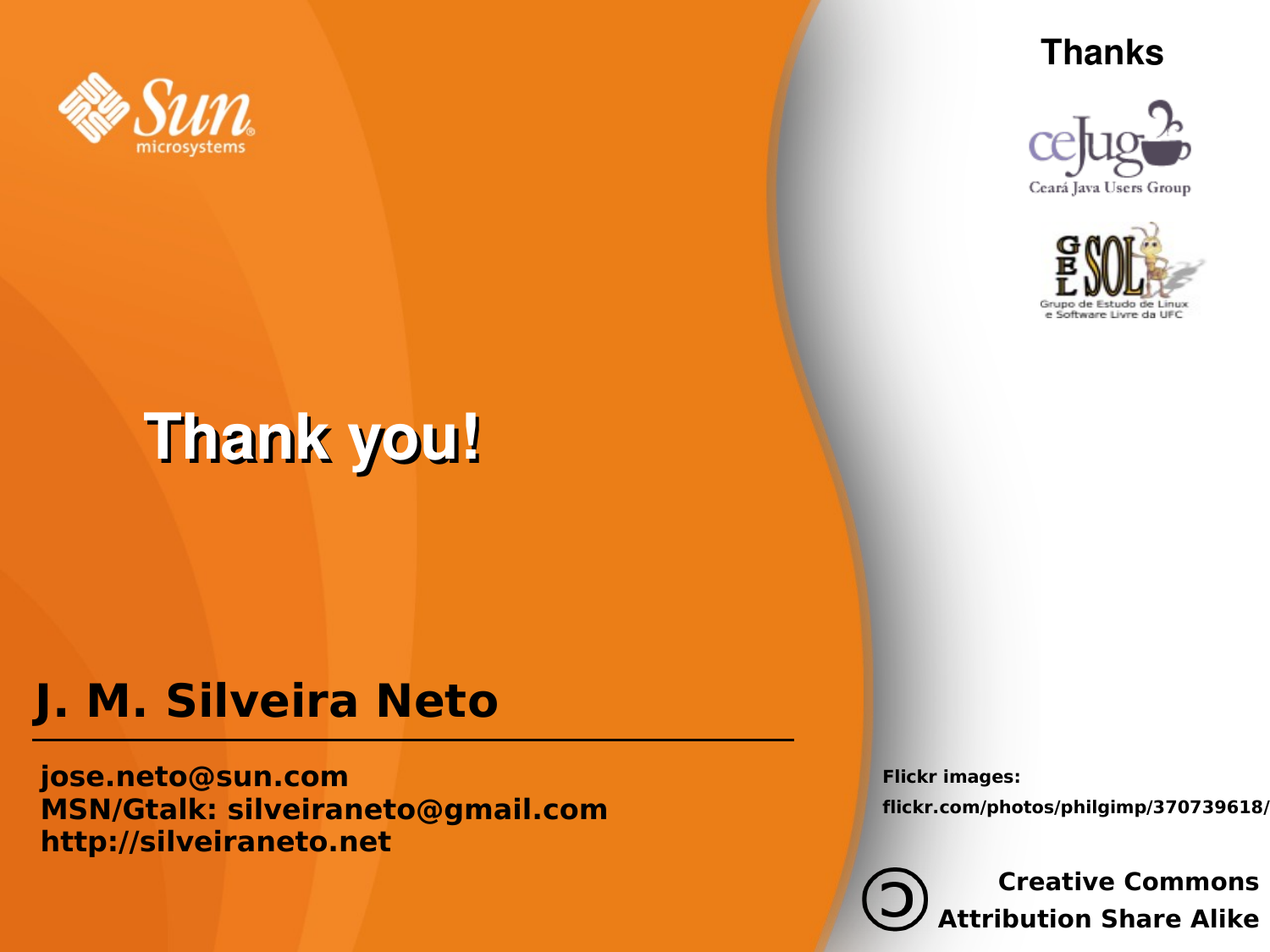# Thank you!

## J. M. Silveira Neto

**jose.neto@sun.com**
**MSN/Gtalk: silveiraneto@gmail.com**
**http://silveiraneto.net**

### Thanks

Ceará Java Users Group

Grupo de Estudo de Linux e Software Livre da UFC

**Flickr images:**

**flickr.com/photos/philgimp/370739618/**

**Creative Commons Attribution Share Alike**